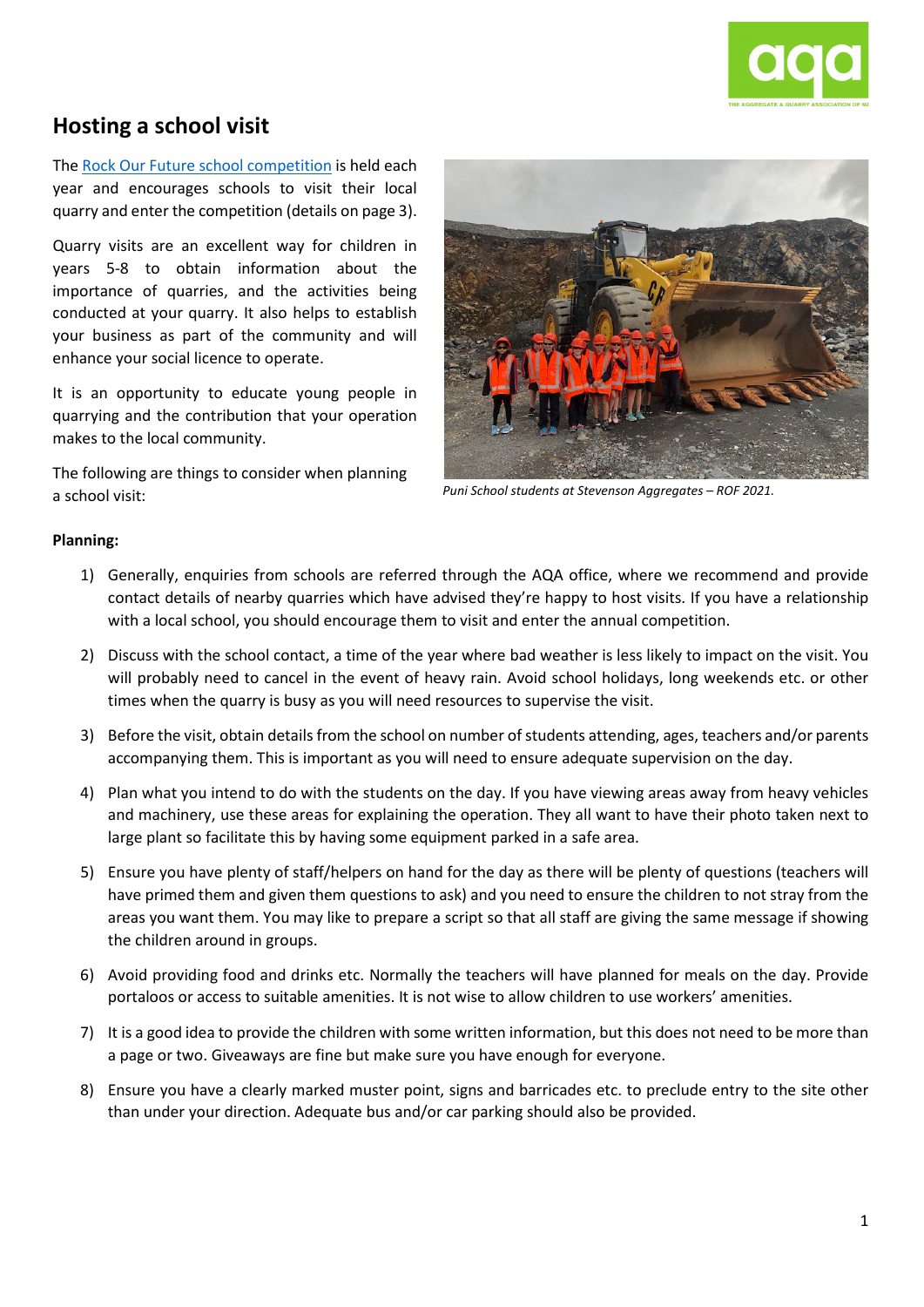## Hosting a school visit

The Rock Our Future school competition is held each year and encourages schools to visit their local quarry and enter the competition (details on page 3).

Quarry visits are an excellent way for children in years 5-8 to obtain information about the importance of quarries, and the activities being conducted at your quarry. It also helps to establish your business as part of the community and will enhance your social licence to operate.

It is an opportunity to educate young people in quarrying and the contribution that your operation makes to the local community.

The following are things to consider when planning a school visit:

*Puni School students at Stevenson Aggregates – ROF 2021.*

**Planning:**

1) Generally, enquiries from schools are referred through the AQA office, where we recommend and provide contact details of nearby quarries which have advised they're happy to host visits. If you have a relationship with a local school, you should encourage them to visit and enter the annual competition.
2) Discuss with the school contact, a time of the year where bad weather is less likely to impact on the visit. You will probably need to cancel in the event of heavy rain. Avoid school holidays, long weekends etc. or other times when the quarry is busy as you will need resources to supervise the visit.
3) Before the visit, obtain details from the school on number of students attending, ages, teachers and/or parents accompanying them. This is important as you will need to ensure adequate supervision on the day.
4) Plan what you intend to do with the students on the day. If you have viewing areas away from heavy vehicles and machinery, use these areas for explaining the operation. They all want to have their photo taken next to large plant so facilitate this by having some equipment parked in a safe area.
5) Ensure you have plenty of staff/helpers on hand for the day as there will be plenty of questions (teachers will have primed them and given them questions to ask) and you need to ensure the children to not stray from the areas you want them. You may like to prepare a script so that all staff are giving the same message if showing the children around in groups.
6) Avoid providing food and drinks etc. Normally the teachers will have planned for meals on the day. Provide portaloos or access to suitable amenities. It is not wise to allow children to use workers' amenities.
7) It is a good idea to provide the children with some written information, but this does not need to be more than a page or two. Giveaways are fine but make sure you have enough for everyone.
8) Ensure you have a clearly marked muster point, signs and barricades etc. to preclude entry to the site other than under your direction. Adequate bus and/or car parking should also be provided.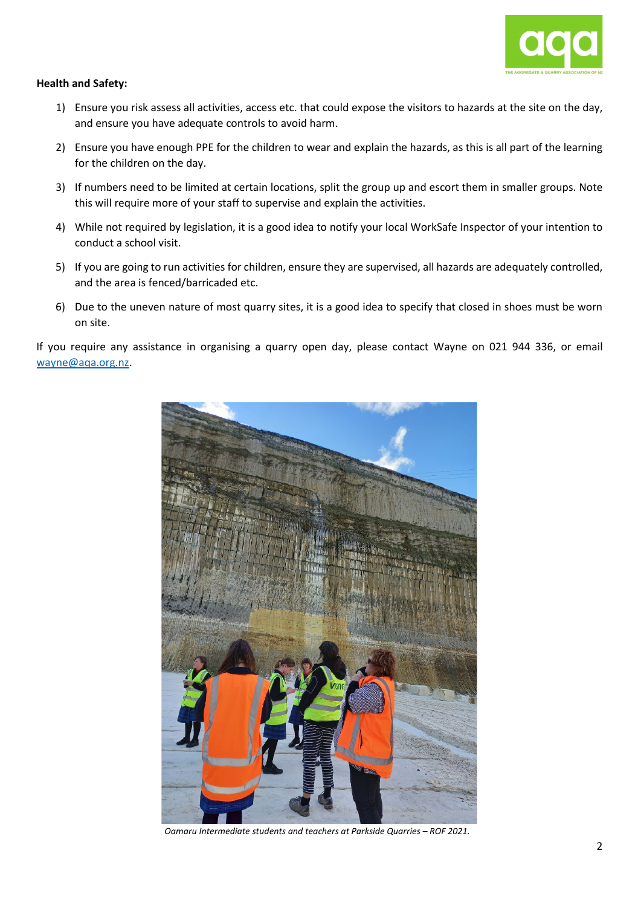**Health and Safety:**

1) Ensure you risk assess all activities, access etc. that could expose the visitors to hazards at the site on the day, and ensure you have adequate controls to avoid harm.
2) Ensure you have enough PPE for the children to wear and explain the hazards, as this is all part of the learning for the children on the day.
3) If numbers need to be limited at certain locations, split the group up and escort them in smaller groups. Note this will require more of your staff to supervise and explain the activities.
4) While not required by legislation, it is a good idea to notify your local WorkSafe Inspector of your intention to conduct a school visit.
5) If you are going to run activities for children, ensure they are supervised, all hazards are adequately controlled, and the area is fenced/barricaded etc.
6) Due to the uneven nature of most quarry sites, it is a good idea to specify that closed in shoes must be worn on site.

If you require any assistance in organising a quarry open day, please contact Wayne on 021 944 336, or email wayne@aqa.org.nz.

*Oamaru Intermediate students and teachers at Parkside Quarries – ROF 2021.*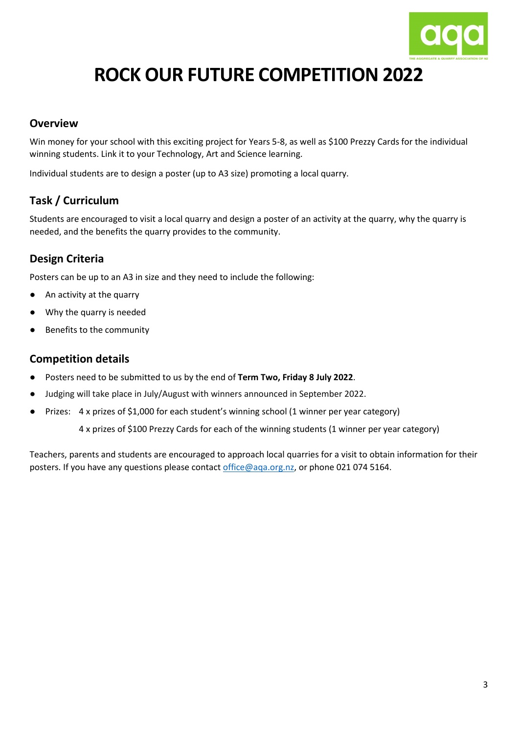# ROCK OUR FUTURE COMPETITION 2022

## Overview

Win money for your school with this exciting project for Years 5-8, as well as $100 Prezzy Cards for the individual winning students. Link it to your Technology, Art and Science learning.

Individual students are to design a poster (up to A3 size) promoting a local quarry.

## Task / Curriculum

Students are encouraged to visit a local quarry and design a poster of an activity at the quarry, why the quarry is needed, and the benefits the quarry provides to the community.

## Design Criteria

Posters can be up to an A3 in size and they need to include the following:

- An activity at the quarry
- Why the quarry is needed
- Benefits to the community

## Competition details

- Posters need to be submitted to us by the end of **Term Two, Friday 8 July 2022**.
- Judging will take place in July/August with winners announced in September 2022.
- Prizes: 4 x prizes of $1,000 for each student's winning school (1 winner per year category)

  4 x prizes of $100 Prezzy Cards for each of the winning students (1 winner per year category)

Teachers, parents and students are encouraged to approach local quarries for a visit to obtain information for their posters. If you have any questions please contact office@aqa.org.nz, or phone 021 074 5164.